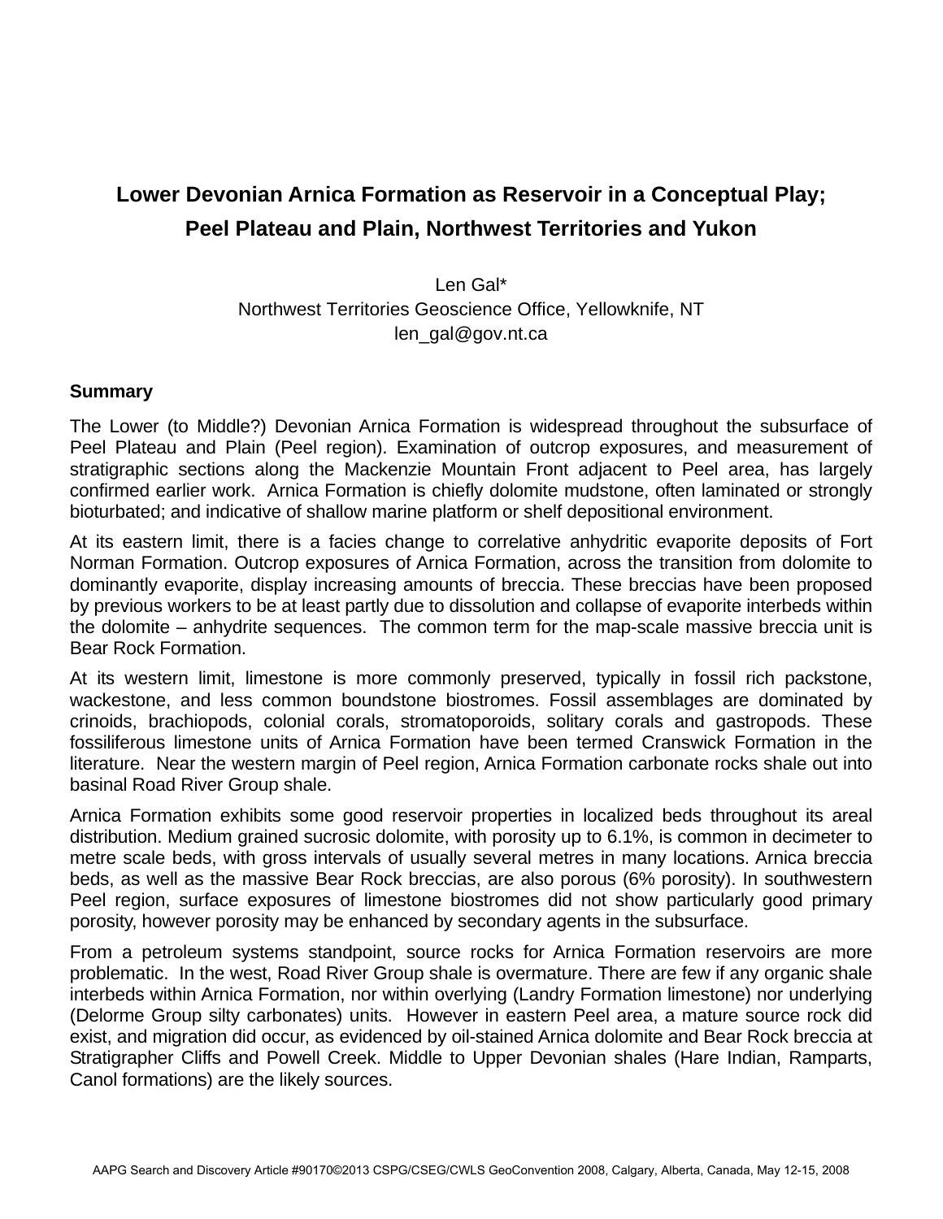# Lower Devonian Arnica Formation as Reservoir in a Conceptual Play; Peel Plateau and Plain, Northwest Territories and Yukon

Len Gal*
Northwest Territories Geoscience Office, Yellowknife, NT
len_gal@gov.nt.ca

## Summary

The Lower (to Middle?) Devonian Arnica Formation is widespread throughout the subsurface of Peel Plateau and Plain (Peel region). Examination of outcrop exposures, and measurement of stratigraphic sections along the Mackenzie Mountain Front adjacent to Peel area, has largely confirmed earlier work. Arnica Formation is chiefly dolomite mudstone, often laminated or strongly bioturbated; and indicative of shallow marine platform or shelf depositional environment.

At its eastern limit, there is a facies change to correlative anhydritic evaporite deposits of Fort Norman Formation. Outcrop exposures of Arnica Formation, across the transition from dolomite to dominantly evaporite, display increasing amounts of breccia. These breccias have been proposed by previous workers to be at least partly due to dissolution and collapse of evaporite interbeds within the dolomite – anhydrite sequences. The common term for the map-scale massive breccia unit is Bear Rock Formation.

At its western limit, limestone is more commonly preserved, typically in fossil rich packstone, wackestone, and less common boundstone biostromes. Fossil assemblages are dominated by crinoids, brachiopods, colonial corals, stromatoporoids, solitary corals and gastropods. These fossiliferous limestone units of Arnica Formation have been termed Cranswick Formation in the literature. Near the western margin of Peel region, Arnica Formation carbonate rocks shale out into basinal Road River Group shale.

Arnica Formation exhibits some good reservoir properties in localized beds throughout its areal distribution. Medium grained sucrosic dolomite, with porosity up to 6.1%, is common in decimeter to metre scale beds, with gross intervals of usually several metres in many locations. Arnica breccia beds, as well as the massive Bear Rock breccias, are also porous (6% porosity). In southwestern Peel region, surface exposures of limestone biostromes did not show particularly good primary porosity, however porosity may be enhanced by secondary agents in the subsurface.

From a petroleum systems standpoint, source rocks for Arnica Formation reservoirs are more problematic. In the west, Road River Group shale is overmature. There are few if any organic shale interbeds within Arnica Formation, nor within overlying (Landry Formation limestone) nor underlying (Delorme Group silty carbonates) units. However in eastern Peel area, a mature source rock did exist, and migration did occur, as evidenced by oil-stained Arnica dolomite and Bear Rock breccia at Stratigrapher Cliffs and Powell Creek. Middle to Upper Devonian shales (Hare Indian, Ramparts, Canol formations) are the likely sources.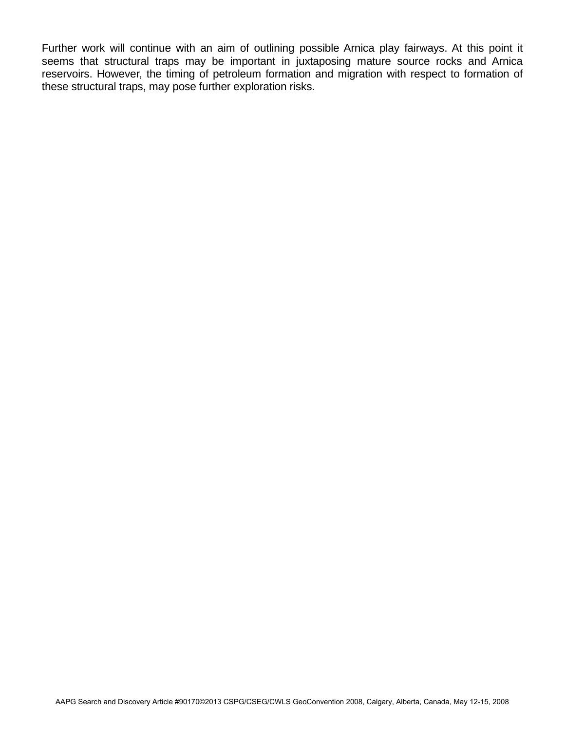Further work will continue with an aim of outlining possible Arnica play fairways. At this point it seems that structural traps may be important in juxtaposing mature source rocks and Arnica reservoirs. However, the timing of petroleum formation and migration with respect to formation of these structural traps, may pose further exploration risks.